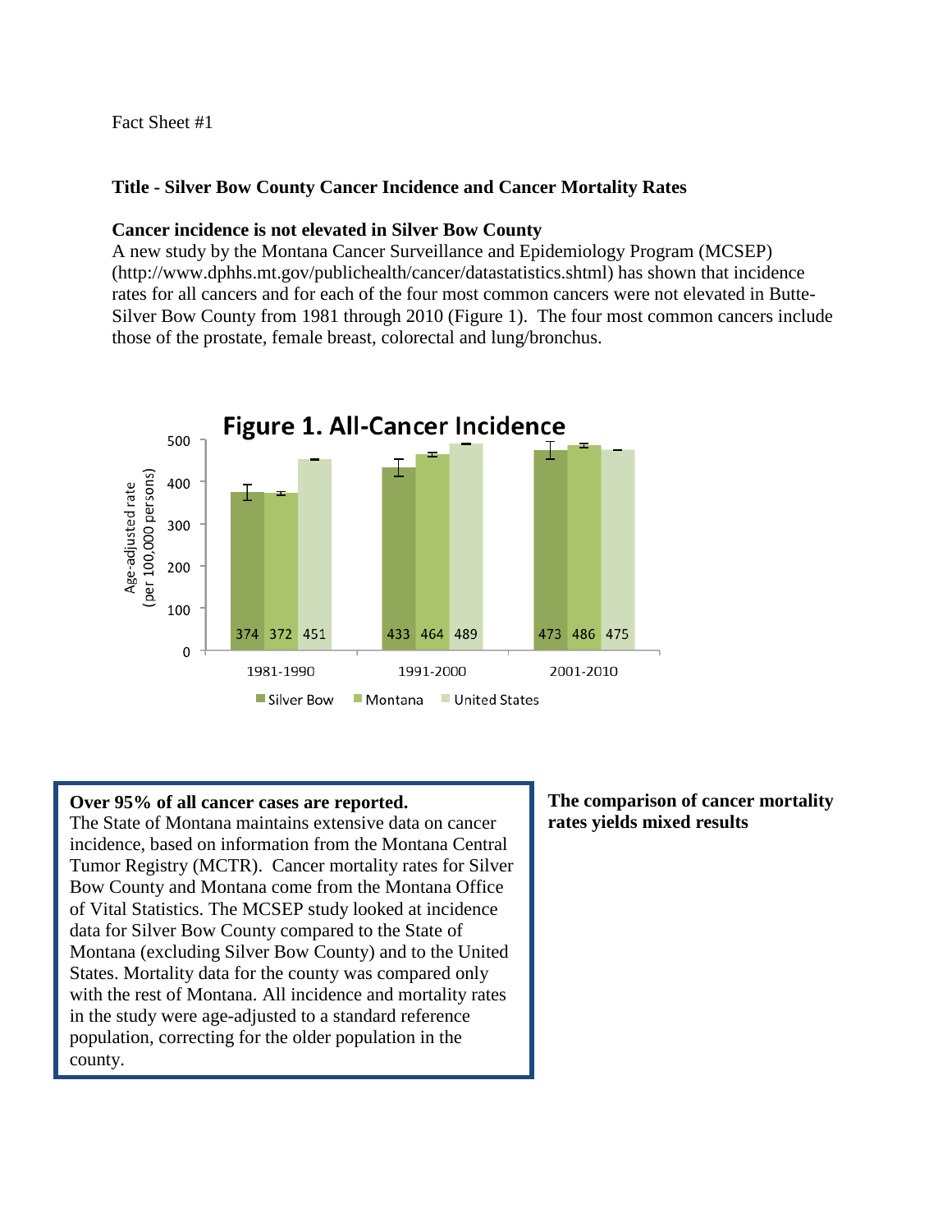Fact Sheet #1

**Title - Silver Bow County Cancer Incidence and Cancer Mortality Rates**

**Cancer incidence is not elevated in Silver Bow County**

A new study by the Montana Cancer Surveillance and Epidemiology Program (MCSEP) (http://www.dphhs.mt.gov/publichealth/cancer/datastatistics.shtml) has shown that incidence rates for all cancers and for each of the four most common cancers were not elevated in Butte-Silver Bow County from 1981 through 2010 (Figure 1). The four most common cancers include those of the prostate, female breast, colorectal and lung/bronchus.

**Figure 1. All-Cancer Incidence**

Age-adjusted rate (per 100,000 persons)

0
100
200
300
400
500

374 372 451
433 464 489
473 486 475

1981-1990
1991-2000
2001-2010

Silver Bow
Montana
United States

**Over 95% of all cancer cases are reported.**

The State of Montana maintains extensive data on cancer incidence, based on information from the Montana Central Tumor Registry (MCTR). Cancer mortality rates for Silver Bow County and Montana come from the Montana Office of Vital Statistics. The MCSEP study looked at incidence data for Silver Bow County compared to the State of Montana (excluding Silver Bow County) and to the United States. Mortality data for the county was compared only with the rest of Montana. All incidence and mortality rates in the study were age-adjusted to a standard reference population, correcting for the older population in the county.

**The comparison of cancer mortality rates yields mixed results**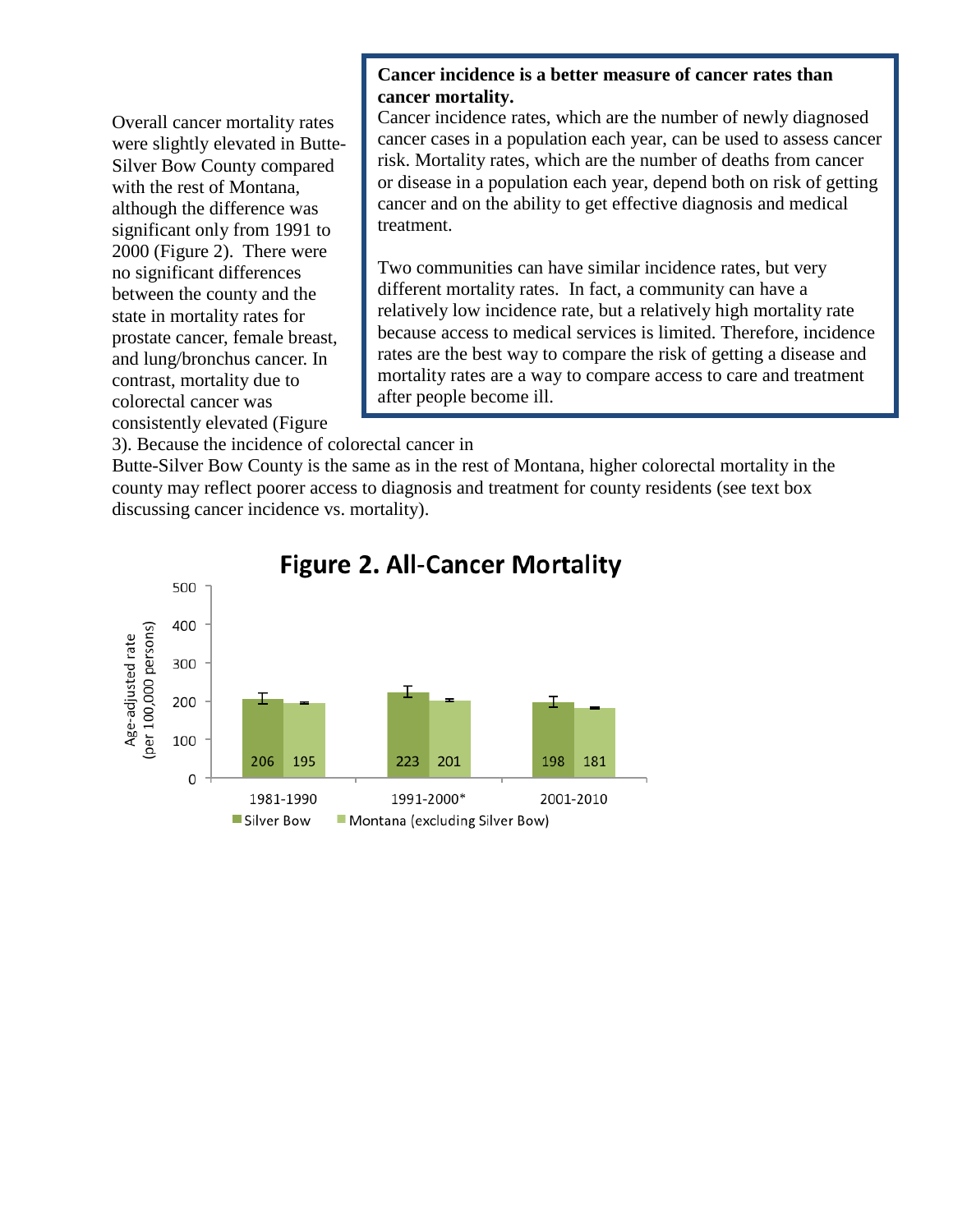**Cancer incidence is a better measure of cancer rates than cancer mortality.**

Cancer incidence rates, which are the number of newly diagnosed cancer cases in a population each year, can be used to assess cancer risk. Mortality rates, which are the number of deaths from cancer or disease in a population each year, depend both on risk of getting cancer and on the ability to get effective diagnosis and medical treatment.

Two communities can have similar incidence rates, but very different mortality rates. In fact, a community can have a relatively low incidence rate, but a relatively high mortality rate because access to medical services is limited. Therefore, incidence rates are the best way to compare the risk of getting a disease and mortality rates are a way to compare access to care and treatment after people become ill.

Overall cancer mortality rates were slightly elevated in Butte-Silver Bow County compared with the rest of Montana, although the difference was significant only from 1991 to 2000 (Figure 2). There were no significant differences between the county and the state in mortality rates for prostate cancer, female breast, and lung/bronchus cancer. In contrast, mortality due to colorectal cancer was consistently elevated (Figure 3). Because the incidence of colorectal cancer in Butte-Silver Bow County is the same as in the rest of Montana, higher colorectal mortality in the county may reflect poorer access to diagnosis and treatment for county residents (see text box discussing cancer incidence vs. mortality).

**Figure 2. All-Cancer Mortality**

Age-adjusted rate (per 100,000 persons)

0, 100, 200, 300, 400, 500

1981-1990: 206, 195

1991-2000*: 223, 201

2001-2010: 198, 181

Silver Bow

Montana (excluding Silver Bow)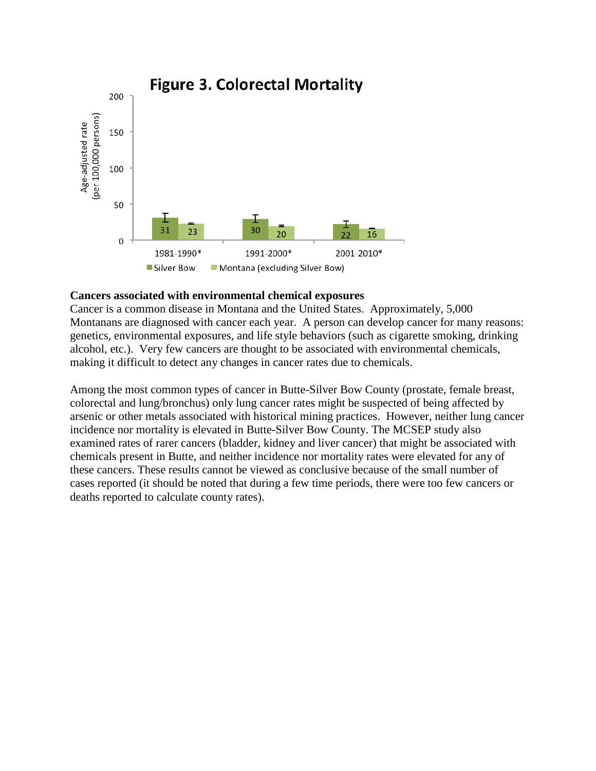**Figure 3. Colorectal Mortality**

Age-adjusted rate (per 100,000 persons)

200
150
100
50
0

31 23 30 20 22 16

1981-1990* 1991-2000* 2001-2010*

Silver Bow
Montana (excluding Silver Bow)

**Cancers associated with environmental chemical exposures**

Cancer is a common disease in Montana and the United States. Approximately, 5,000 Montanans are diagnosed with cancer each year. A person can develop cancer for many reasons: genetics, environmental exposures, and life style behaviors (such as cigarette smoking, drinking alcohol, etc.). Very few cancers are thought to be associated with environmental chemicals, making it difficult to detect any changes in cancer rates due to chemicals.

Among the most common types of cancer in Butte-Silver Bow County (prostate, female breast, colorectal and lung/bronchus) only lung cancer rates might be suspected of being affected by arsenic or other metals associated with historical mining practices. However, neither lung cancer incidence nor mortality is elevated in Butte-Silver Bow County. The MCSEP study also examined rates of rarer cancers (bladder, kidney and liver cancer) that might be associated with chemicals present in Butte, and neither incidence nor mortality rates were elevated for any of these cancers. These results cannot be viewed as conclusive because of the small number of cases reported (it should be noted that during a few time periods, there were too few cancers or deaths reported to calculate county rates).